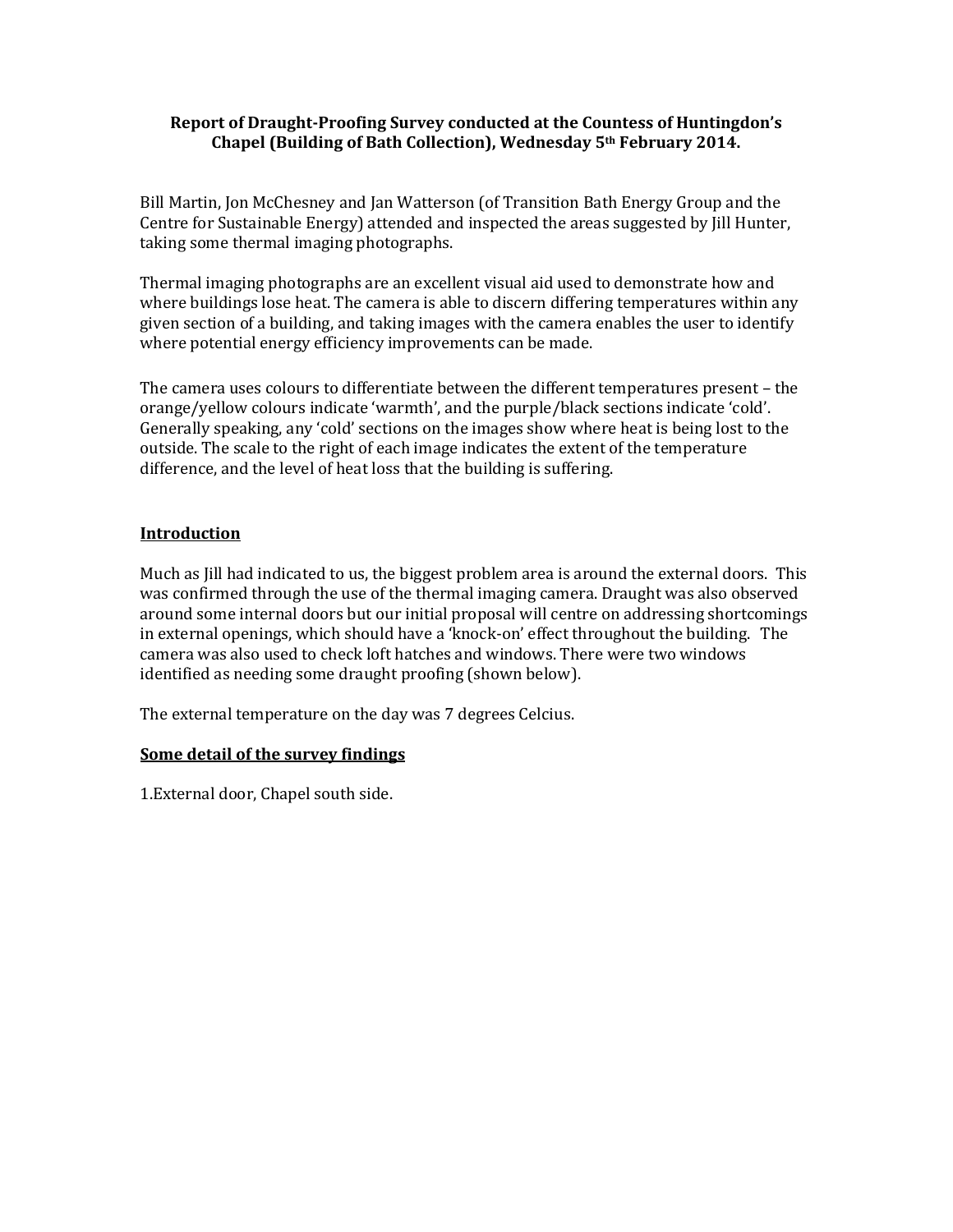**Report of Draught-Proofing Survey conducted at the Countess of Huntingdon's Chapel (Building of Bath Collection), Wednesday 5th February 2014.**

Bill Martin, Jon McChesney and Jan Watterson (of Transition Bath Energy Group and the Centre for Sustainable Energy) attended and inspected the areas suggested by Jill Hunter, taking some thermal imaging photographs.

Thermal imaging photographs are an excellent visual aid used to demonstrate how and where buildings lose heat. The camera is able to discern differing temperatures within any given section of a building, and taking images with the camera enables the user to identify where potential energy efficiency improvements can be made.

The camera uses colours to differentiate between the different temperatures present – the orange/yellow colours indicate 'warmth', and the purple/black sections indicate 'cold'. Generally speaking, any 'cold' sections on the images show where heat is being lost to the outside. The scale to the right of each image indicates the extent of the temperature difference, and the level of heat loss that the building is suffering.

## Introduction

Much as Jill had indicated to us, the biggest problem area is around the external doors. This was confirmed through the use of the thermal imaging camera. Draught was also observed around some internal doors but our initial proposal will centre on addressing shortcomings in external openings, which should have a 'knock-on' effect throughout the building. The camera was also used to check loft hatches and windows. There were two windows identified as needing some draught proofing (shown below).

The external temperature on the day was 7 degrees Celcius.

## Some detail of the survey findings

1.External door, Chapel south side.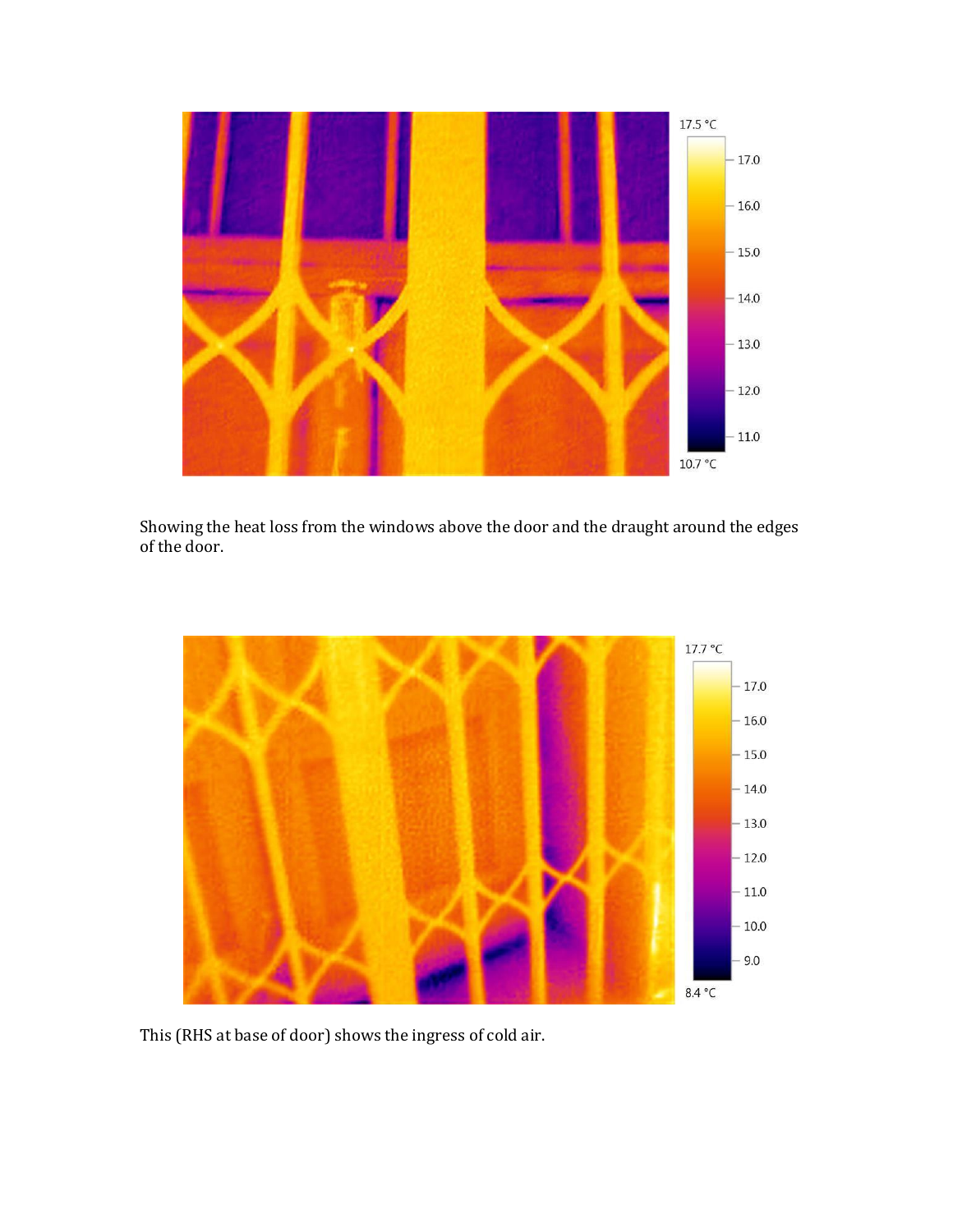Showing the heat loss from the windows above the door and the draught around the edges of the door.

This (RHS at base of door) shows the ingress of cold air.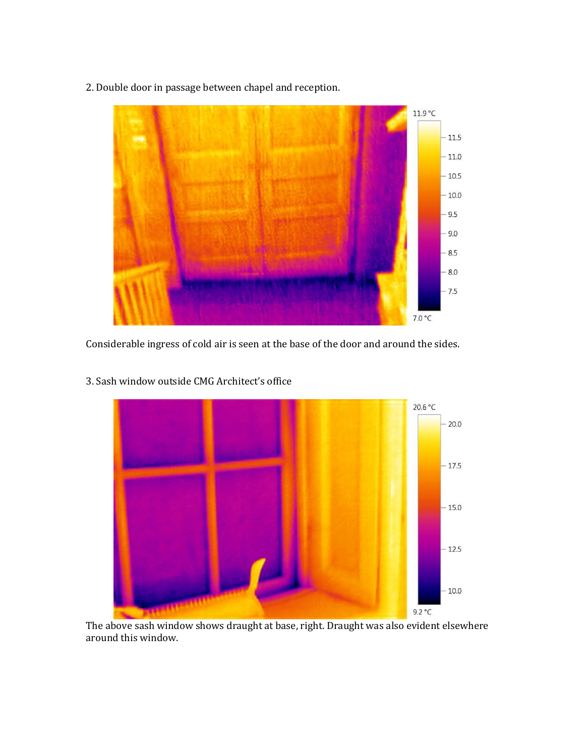2. Double door in passage between chapel and reception.

Considerable ingress of cold air is seen at the base of the door and around the sides.

3. Sash window outside CMG Architect's office

The above sash window shows draught at base, right. Draught was also evident elsewhere around this window.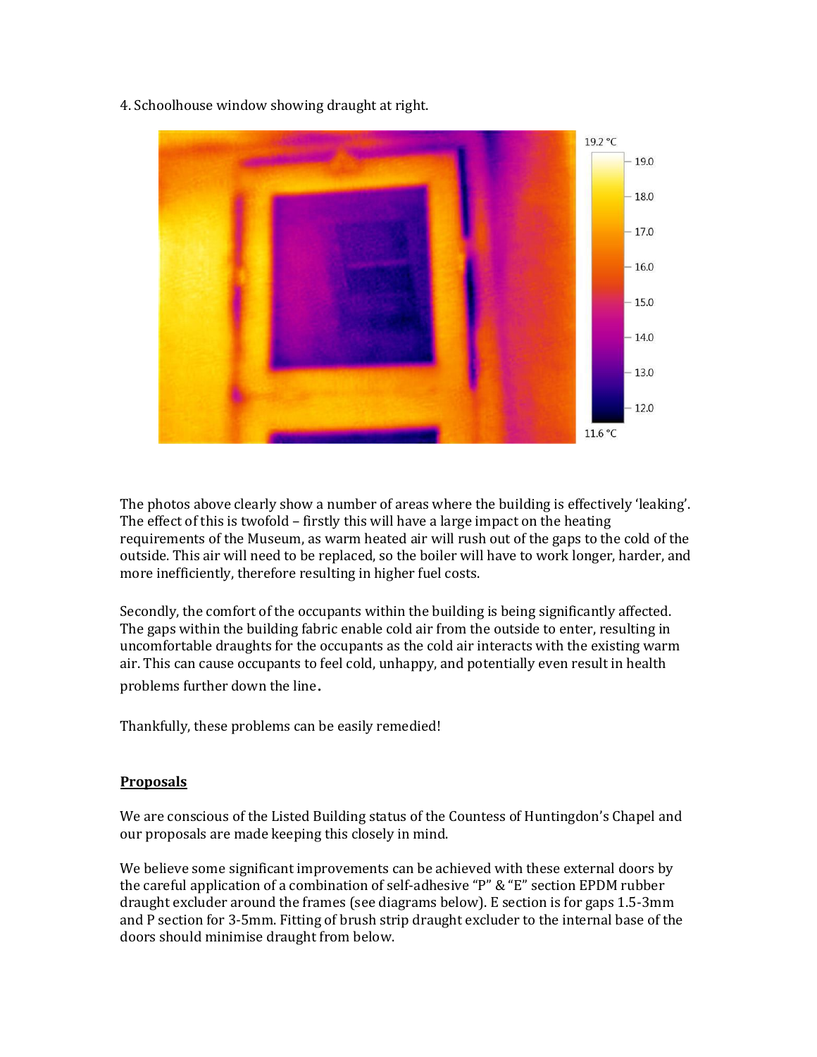4. Schoolhouse window showing draught at right.

The photos above clearly show a number of areas where the building is effectively ‘leaking’. The effect of this is twofold – firstly this will have a large impact on the heating requirements of the Museum, as warm heated air will rush out of the gaps to the cold of the outside. This air will need to be replaced, so the boiler will have to work longer, harder, and more inefficiently, therefore resulting in higher fuel costs.

Secondly, the comfort of the occupants within the building is being significantly affected. The gaps within the building fabric enable cold air from the outside to enter, resulting in uncomfortable draughts for the occupants as the cold air interacts with the existing warm air. This can cause occupants to feel cold, unhappy, and potentially even result in health problems further down the line.

Thankfully, these problems can be easily remedied!

## Proposals

We are conscious of the Listed Building status of the Countess of Huntingdon’s Chapel and our proposals are made keeping this closely in mind.

We believe some significant improvements can be achieved with these external doors by the careful application of a combination of self-adhesive “P” & “E” section EPDM rubber draught excluder around the frames (see diagrams below). E section is for gaps 1.5-3mm and P section for 3-5mm. Fitting of brush strip draught excluder to the internal base of the doors should minimise draught from below.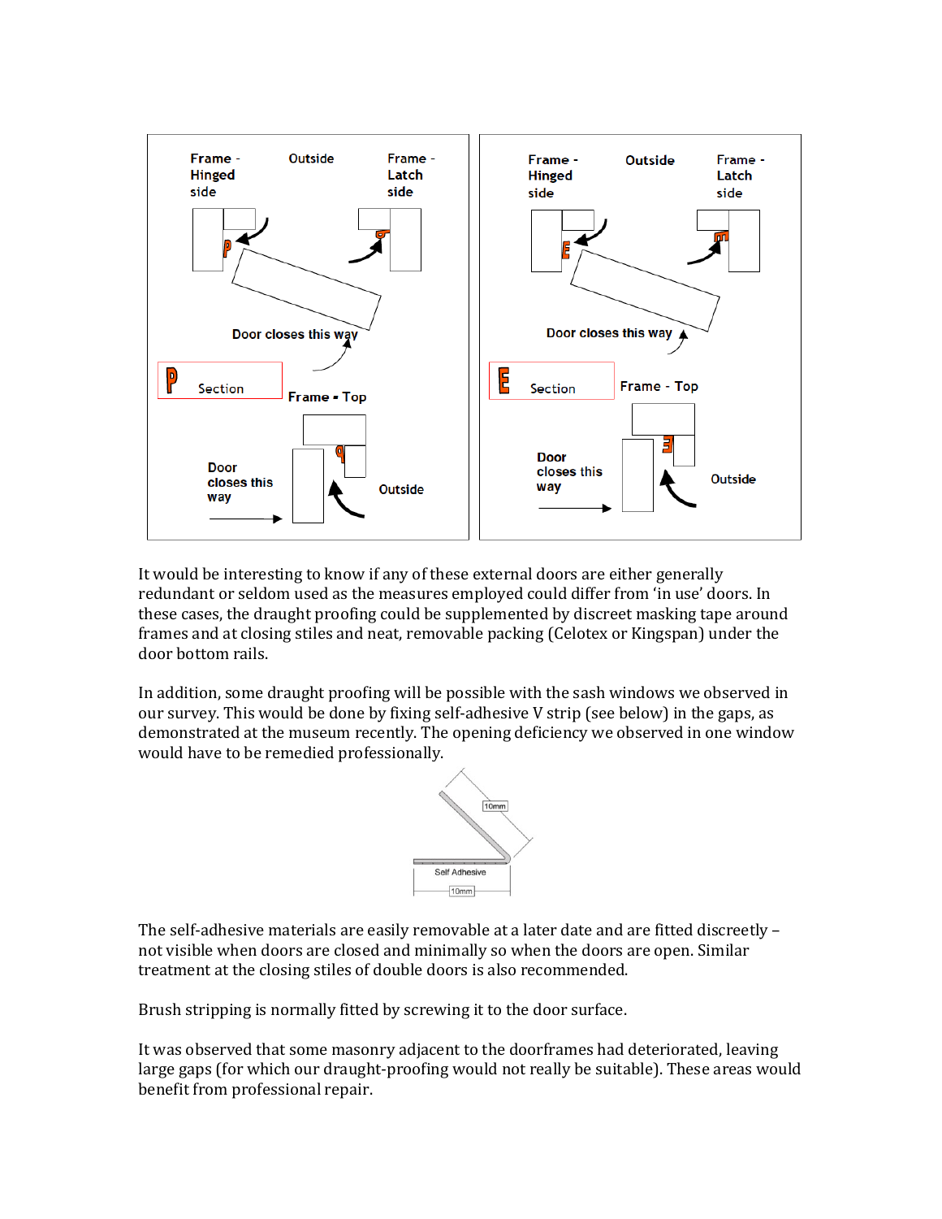Frame - Hinged side | Outside | Frame - Latch side

Door closes this way

P Section | Frame - Top

Door closes this way | Outside

Frame - Hinged side | Outside | Frame - Latch side

Door closes this way

E Section | Frame - Top

Door closes this way | Outside

It would be interesting to know if any of these external doors are either generally redundant or seldom used as the measures employed could differ from 'in use' doors. In these cases, the draught proofing could be supplemented by discreet masking tape around frames and at closing stiles and neat, removable packing (Celotex or Kingspan) under the door bottom rails.

In addition, some draught proofing will be possible with the sash windows we observed in our survey. This would be done by fixing self-adhesive V strip (see below) in the gaps, as demonstrated at the museum recently. The opening deficiency we observed in one window would have to be remedied professionally.

10mm

Self Adhesive

10mm

The self-adhesive materials are easily removable at a later date and are fitted discreetly – not visible when doors are closed and minimally so when the doors are open. Similar treatment at the closing stiles of double doors is also recommended.

Brush stripping is normally fitted by screwing it to the door surface.

It was observed that some masonry adjacent to the doorframes had deteriorated, leaving large gaps (for which our draught-proofing would not really be suitable). These areas would benefit from professional repair.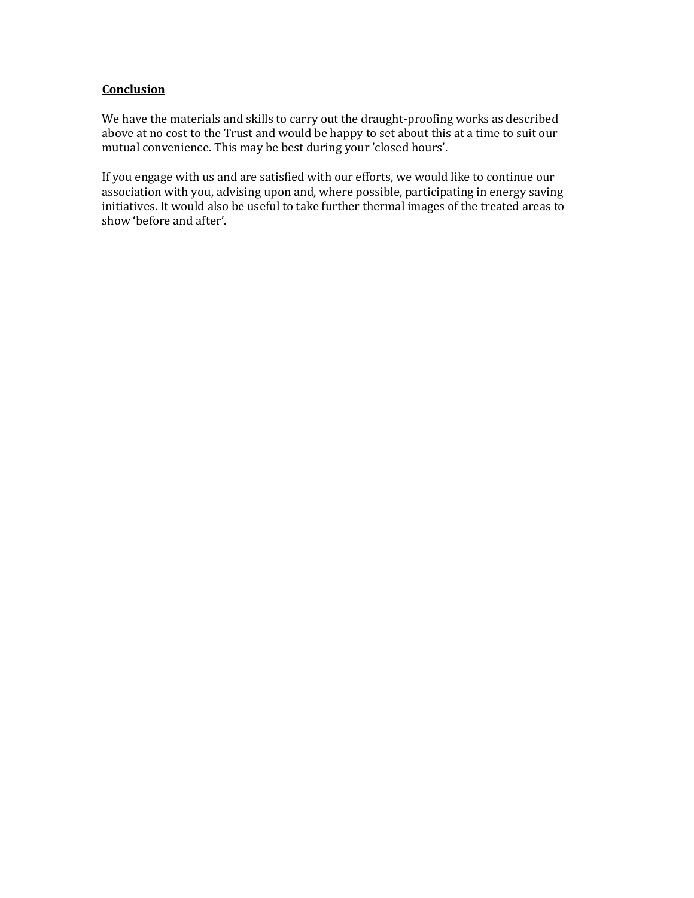**Conclusion**

We have the materials and skills to carry out the draught-proofing works as described above at no cost to the Trust and would be happy to set about this at a time to suit our mutual convenience. This may be best during your 'closed hours'.

If you engage with us and are satisfied with our efforts, we would like to continue our association with you, advising upon and, where possible, participating in energy saving initiatives. It would also be useful to take further thermal images of the treated areas to show 'before and after'.